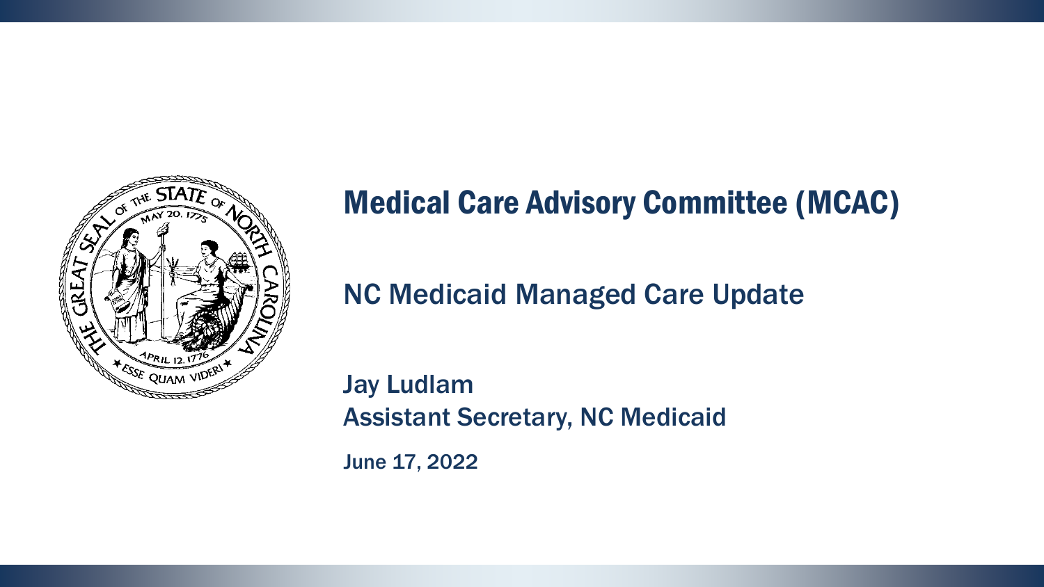# Medical Care Advisory Committee (MCAC)

## NC Medicaid Managed Care Update

Jay Ludlam
Assistant Secretary, NC Medicaid

June 17, 2022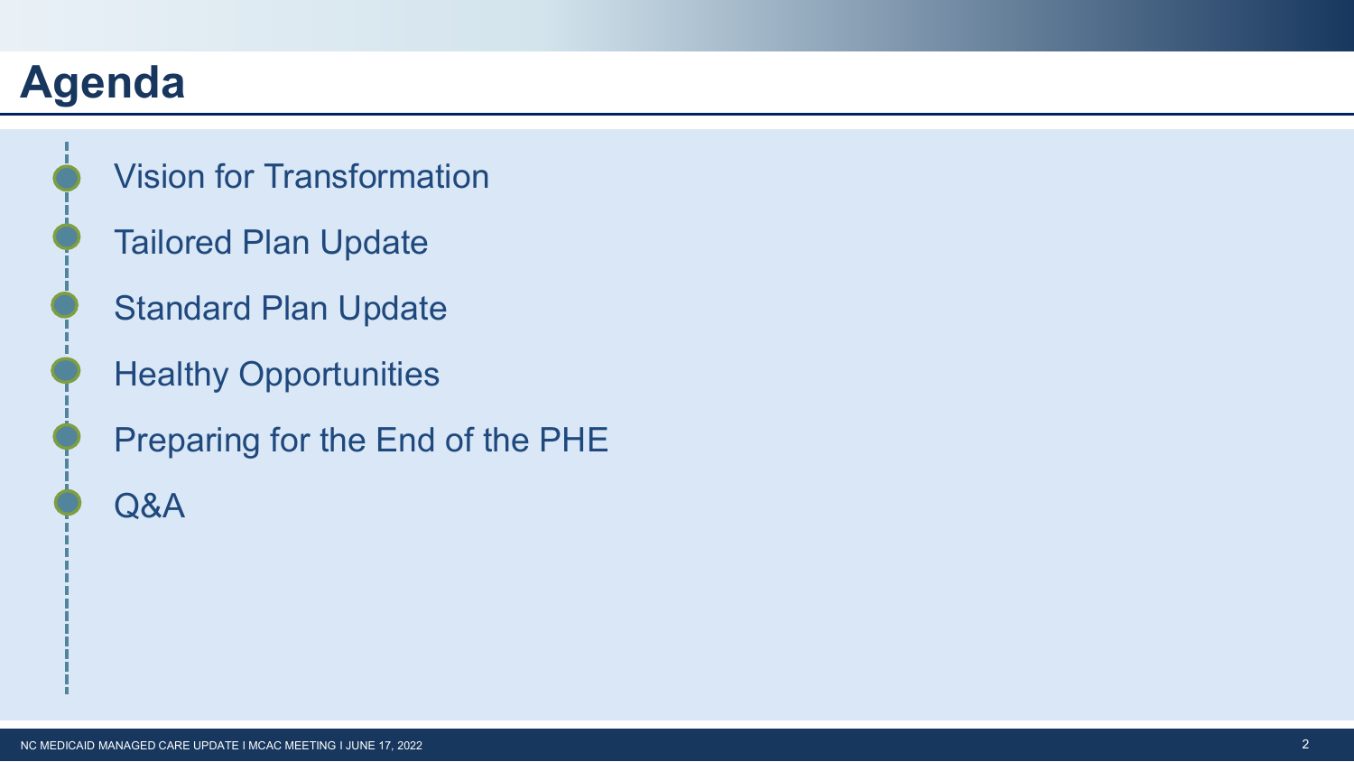# Agenda

- Vision for Transformation
- Tailored Plan Update
- Standard Plan Update
- Healthy Opportunities
- Preparing for the End of the PHE
- Q&A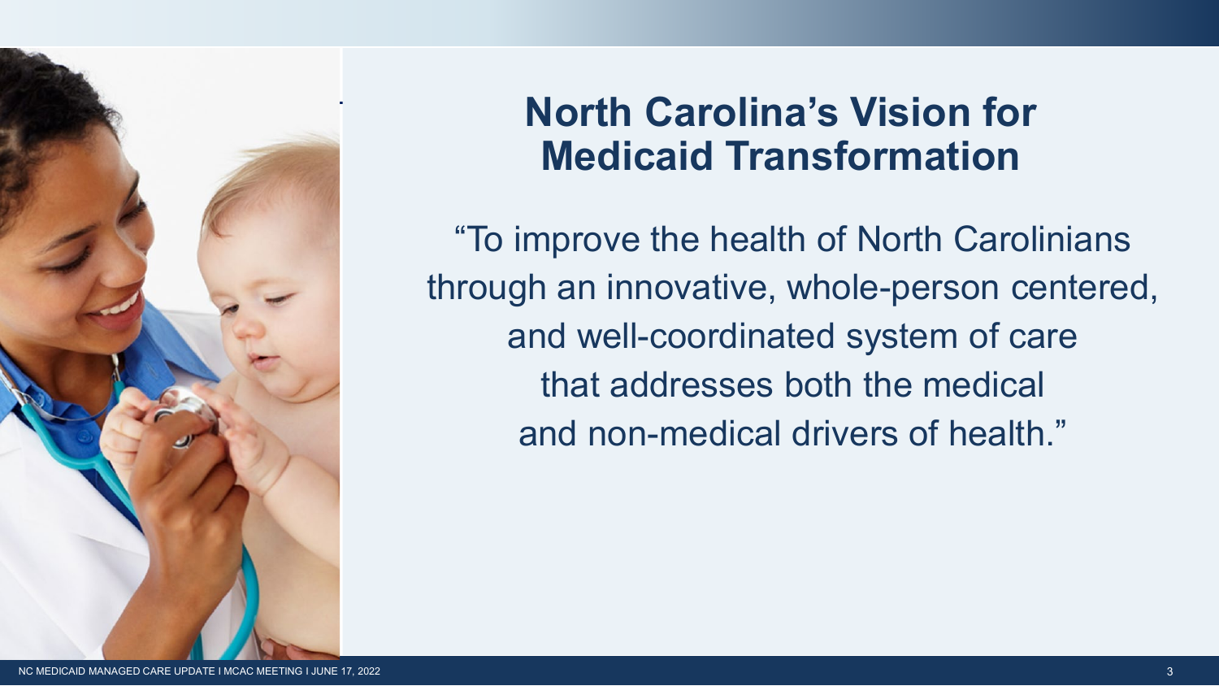# North Carolina's Vision for Medicaid Transformation

"To improve the health of North Carolinians through an innovative, whole-person centered, and well-coordinated system of care that addresses both the medical and non-medical drivers of health."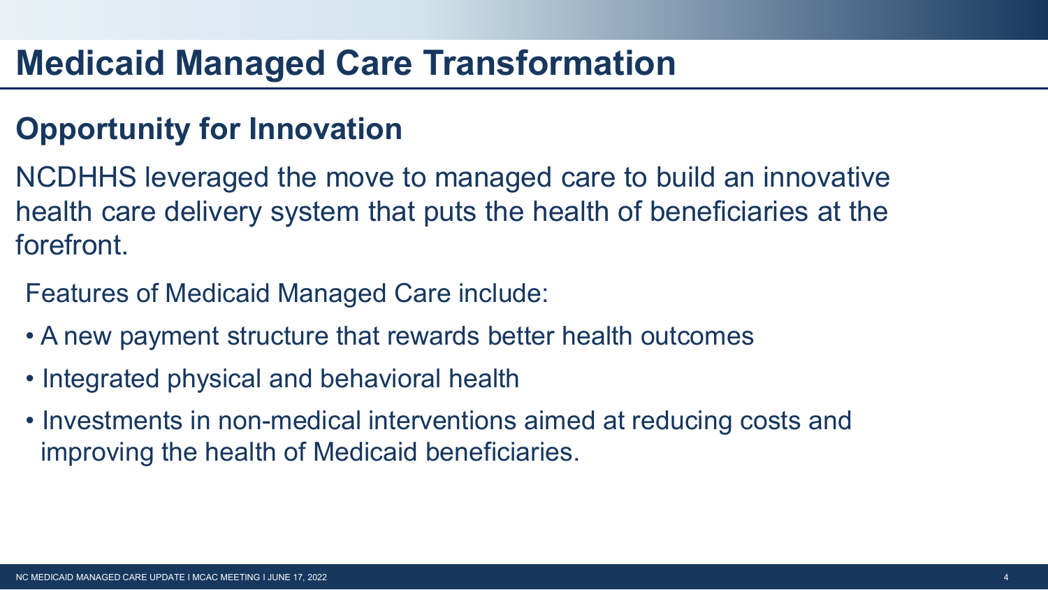# Medicaid Managed Care Transformation

## Opportunity for Innovation

NCDHHS leveraged the move to managed care to build an innovative health care delivery system that puts the health of beneficiaries at the forefront.

Features of Medicaid Managed Care include:

- A new payment structure that rewards better health outcomes
- Integrated physical and behavioral health
- Investments in non-medical interventions aimed at reducing costs and improving the health of Medicaid beneficiaries.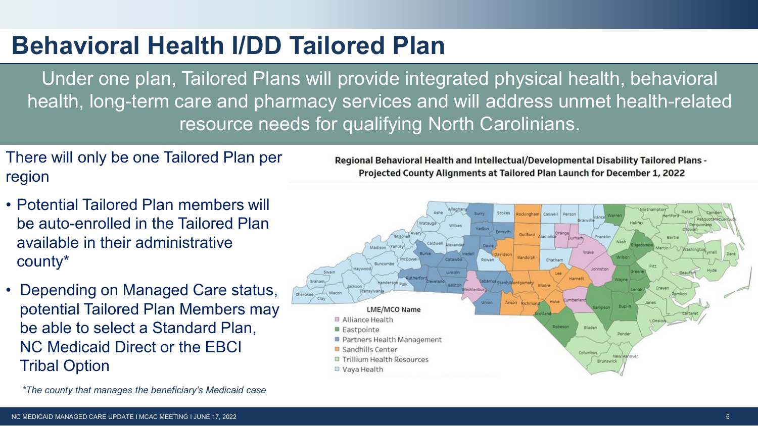# Behavioral Health I/DD Tailored Plan

Under one plan, Tailored Plans will provide integrated physical health, behavioral health, long-term care and pharmacy services and will address unmet health-related resource needs for qualifying North Carolinians.

There will only be one Tailored Plan per region

- Potential Tailored Plan members will be auto-enrolled in the Tailored Plan available in their administrative county*
- Depending on Managed Care status, potential Tailored Plan Members may be able to select a Standard Plan, NC Medicaid Direct or the EBCI Tribal Option

*The county that manages the beneficiary's Medicaid case*

**Regional Behavioral Health and Intellectual/Developmental Disability Tailored Plans - Projected County Alignments at Tailored Plan Launch for December 1, 2022**

LME/MCO Name
- Alliance Health
- Eastpointe
- Partners Health Management
- Sandhills Center
- Trillium Health Resources
- Vaya Health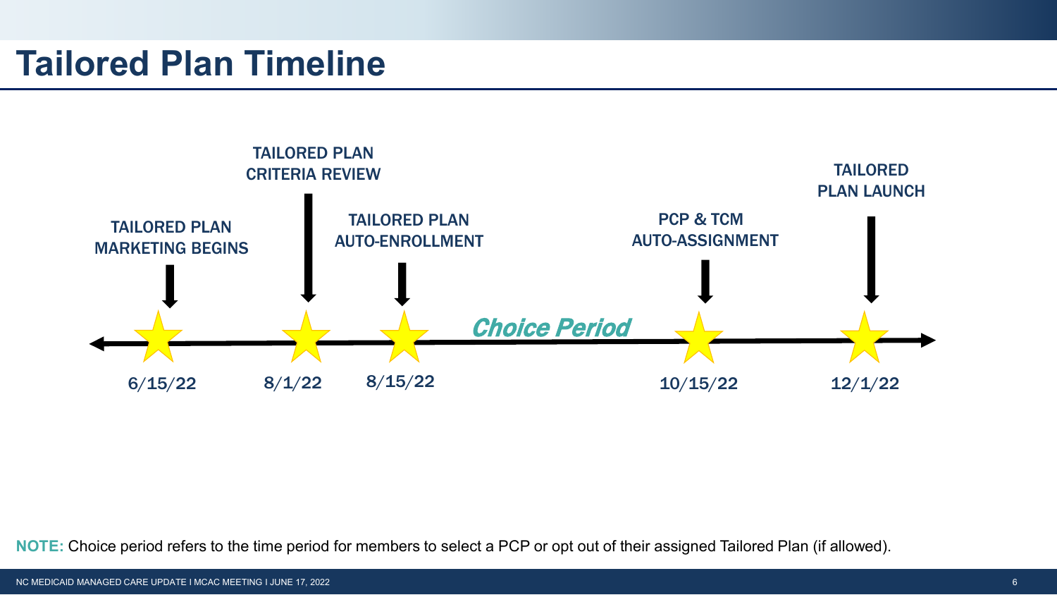# Tailored Plan Timeline

- **6/15/22** — TAILORED PLAN MARKETING BEGINS
- **8/1/22** — TAILORED PLAN CRITERIA REVIEW
- **8/15/22** — TAILORED PLAN AUTO-ENROLLMENT
- *Choice Period*
- **10/15/22** — PCP & TCM AUTO-ASSIGNMENT
- **12/1/22** — TAILORED PLAN LAUNCH

**NOTE:** Choice period refers to the time period for members to select a PCP or opt out of their assigned Tailored Plan (if allowed).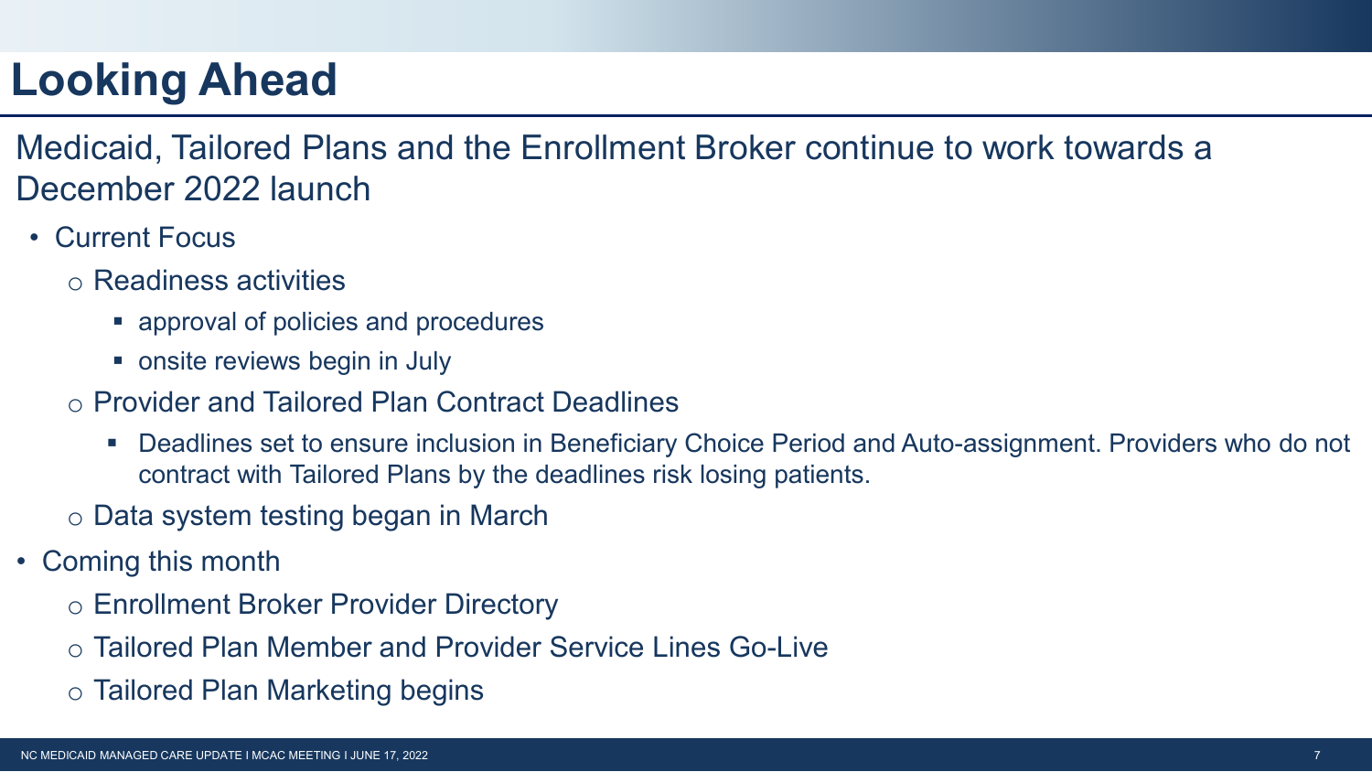# Looking Ahead

Medicaid, Tailored Plans and the Enrollment Broker continue to work towards a December 2022 launch

- Current Focus
  - Readiness activities
    - approval of policies and procedures
    - onsite reviews begin in July
  - Provider and Tailored Plan Contract Deadlines
    - Deadlines set to ensure inclusion in Beneficiary Choice Period and Auto-assignment. Providers who do not contract with Tailored Plans by the deadlines risk losing patients.
  - Data system testing began in March
- Coming this month
  - Enrollment Broker Provider Directory
  - Tailored Plan Member and Provider Service Lines Go-Live
  - Tailored Plan Marketing begins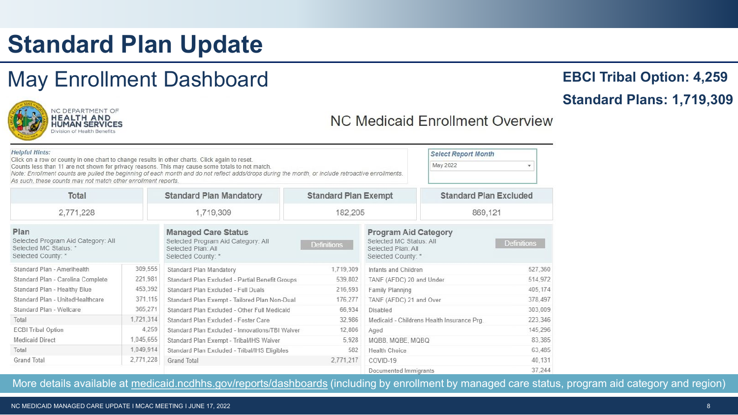# Standard Plan Update

## May Enrollment Dashboard

**EBCI Tribal Option: 4,259**

**Standard Plans: 1,719,309**

NC DEPARTMENT OF HEALTH AND HUMAN SERVICES
Division of Health Benefits

### NC Medicaid Enrollment Overview

*Helpful Hints:*
Click on a row or county in one chart to change results in other charts. Click again to reset.
Counts less than 11 are not shown for privacy reasons. This may cause some totals to not match.
*Note: Enrollment counts are pulled the beginning of each month and do not reflect adds/drops during the month, or include retroactive enrollments. As such, these counts may not match other enrollment reports.*

*Select Report Month*
May 2022

| Total | Standard Plan Mandatory | Standard Plan Exempt | Standard Plan Excluded |
|---|---|---|---|
| 2,771,228 | 1,719,309 | 182,205 | 869,121 |

**Plan**
Selected Program Aid Category: All
Selected MC Status: *
Selected County: *

| Plan | |
|---|---|
| Standard Plan - Amerihealth | 309,555 |
| Standard Plan - Carolina Complete | 221,981 |
| Standard Plan - Healthy Blue | 453,392 |
| Standard Plan - UnitedHealthcare | 371,115 |
| Standard Plan - Wellcare | 365,271 |
| Total | 1,721,314 |
| ECBI Tribal Option | 4,259 |
| Medicaid Direct | 1,045,655 |
| Total | 1,049,914 |
| Grand Total | 2,771,228 |

**Managed Care Status**
Selected Program Aid Category: All
Selected Plan: All
Selected County: *
Definitions

| Managed Care Status | |
|---|---|
| Standard Plan Mandatory | 1,719,309 |
| Standard Plan Excluded - Partial Benefit Groups | 539,802 |
| Standard Plan Excluded - Full Duals | 216,593 |
| Standard Plan Exempt - Tailored Plan Non-Dual | 176,277 |
| Standard Plan Excluded - Other Full Medicaid | 66,934 |
| Standard Plan Excluded - Foster Care | 32,986 |
| Standard Plan Excluded - Innovations/TBI Waiver | 12,806 |
| Standard Plan Exempt - Tribal/IHS Waiver | 5,928 |
| Standard Plan Excluded - Tribal/IHS Eligibles | 582 |
| Grand Total | 2,771,217 |

**Program Aid Category**
Selected MC Status: All
Selected Plan: All
Selected County: *
Definitions

| Program Aid Category | |
|---|---|
| Infants and Children | 527,360 |
| TANF (AFDC) 20 and Under | 514,972 |
| Family Plannjng | 405,174 |
| TANF (AFDC) 21 and Over | 378,497 |
| Disabled | 303,009 |
| Medicaid - Childrens Health Insurance Prg. | 223,346 |
| Aged | 145,296 |
| MQBB, MQBE, MQBQ | 83,385 |
| Health Choice | 63,485 |
| COVID-19 | 40,131 |
| Documented Immigrants | 37,244 |

More details available at medicaid.ncdhhs.gov/reports/dashboards (including by enrollment by managed care status, program aid category and region)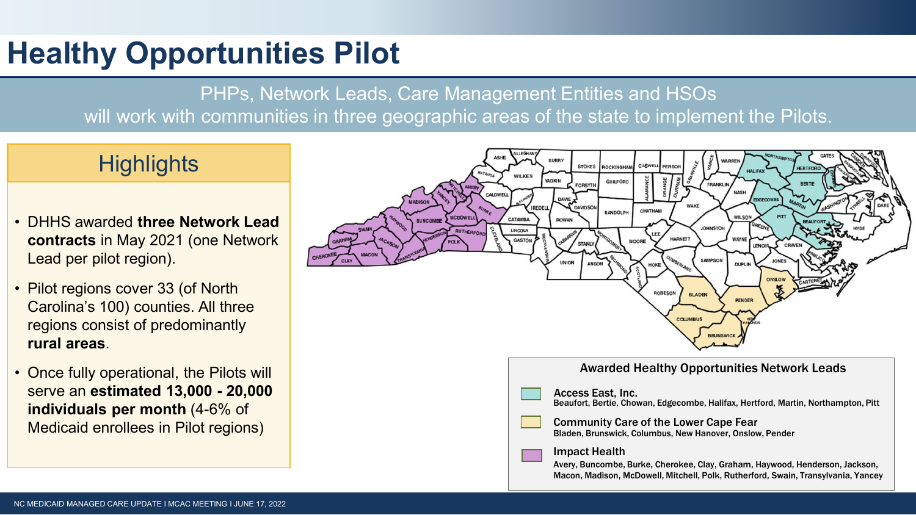# Healthy Opportunities Pilot

PHPs, Network Leads, Care Management Entities and HSOs will work with communities in three geographic areas of the state to implement the Pilots.

## Highlights

- DHHS awarded **three Network Lead contracts** in May 2021 (one Network Lead per pilot region).
- Pilot regions cover 33 (of North Carolina's 100) counties. All three regions consist of predominantly **rural areas**.
- Once fully operational, the Pilots will serve an **estimated 13,000 - 20,000 individuals per month** (4-6% of Medicaid enrollees in Pilot regions)

### Awarded Healthy Opportunities Network Leads

**Access East, Inc.**
Beaufort, Bertie, Chowan, Edgecombe, Halifax, Hertford, Martin, Northampton, Pitt

**Community Care of the Lower Cape Fear**
Bladen, Brunswick, Columbus, New Hanover, Onslow, Pender

**Impact Health**
Avery, Buncombe, Burke, Cherokee, Clay, Graham, Haywood, Henderson, Jackson, Macon, Madison, McDowell, Mitchell, Polk, Rutherford, Swain, Transylvania, Yancey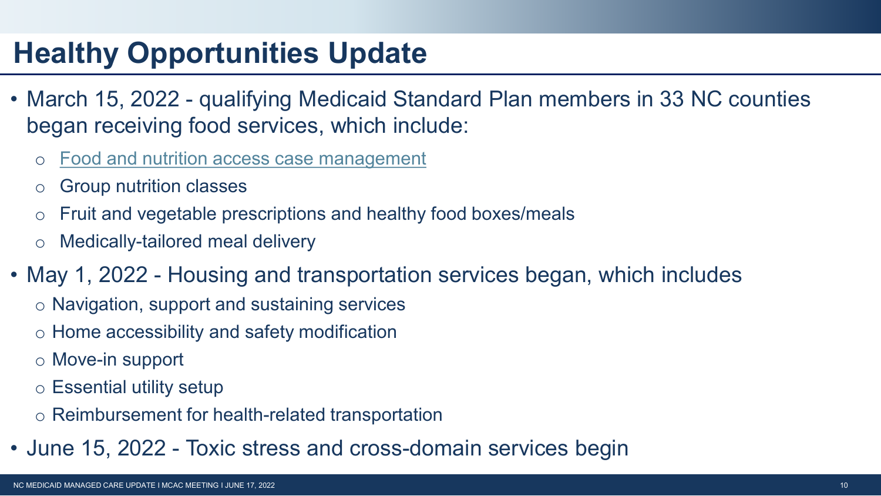# Healthy Opportunities Update

- March 15, 2022 - qualifying Medicaid Standard Plan members in 33 NC counties began receiving food services, which include:
  - Food and nutrition access case management
  - Group nutrition classes
  - Fruit and vegetable prescriptions and healthy food boxes/meals
  - Medically-tailored meal delivery
- May 1, 2022 - Housing and transportation services began, which includes
  - Navigation, support and sustaining services
  - Home accessibility and safety modification
  - Move-in support
  - Essential utility setup
  - Reimbursement for health-related transportation
- June 15, 2022 - Toxic stress and cross-domain services begin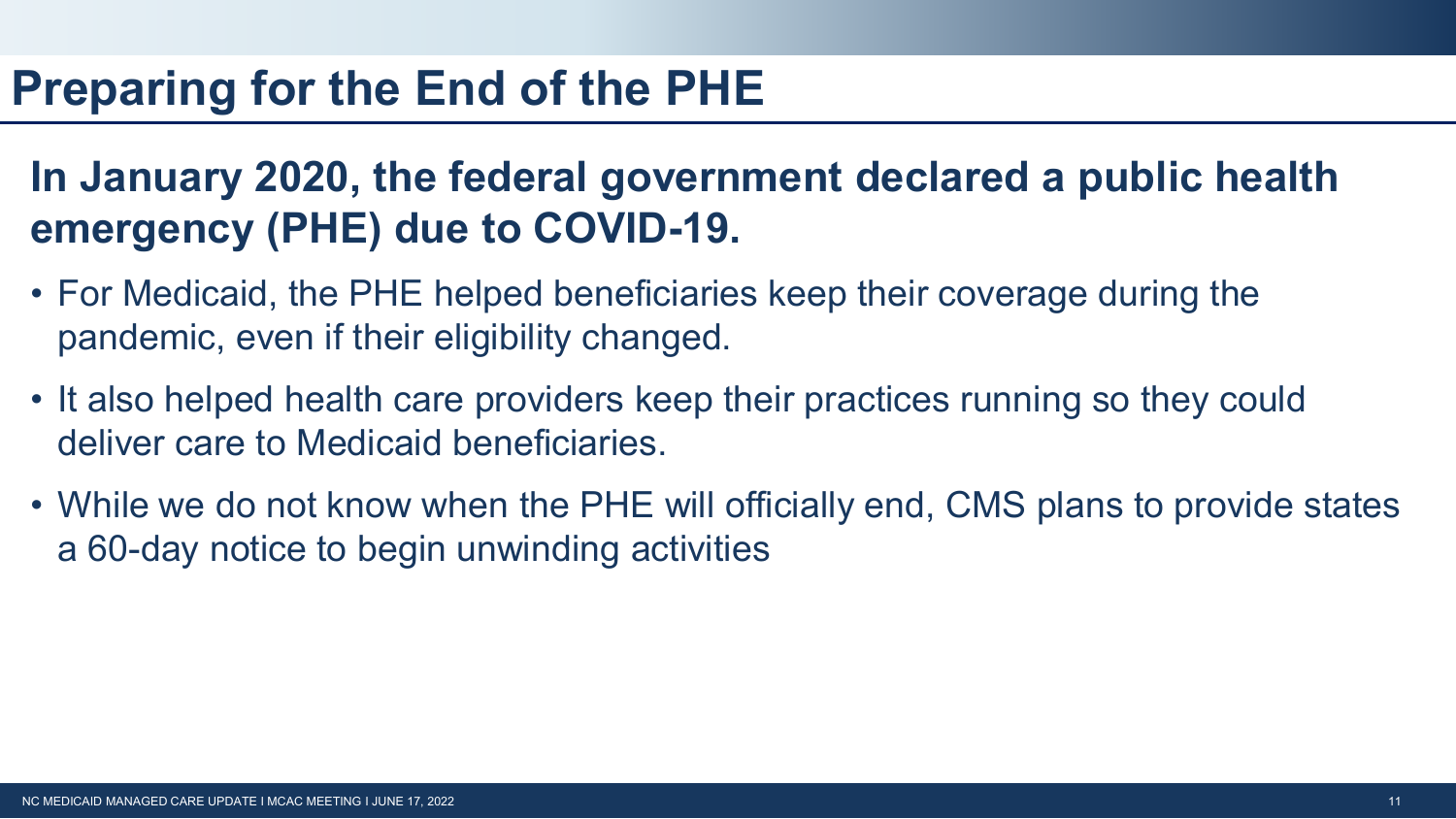# Preparing for the End of the PHE

## In January 2020, the federal government declared a public health emergency (PHE) due to COVID-19.

- For Medicaid, the PHE helped beneficiaries keep their coverage during the pandemic, even if their eligibility changed.
- It also helped health care providers keep their practices running so they could deliver care to Medicaid beneficiaries.
- While we do not know when the PHE will officially end, CMS plans to provide states a 60-day notice to begin unwinding activities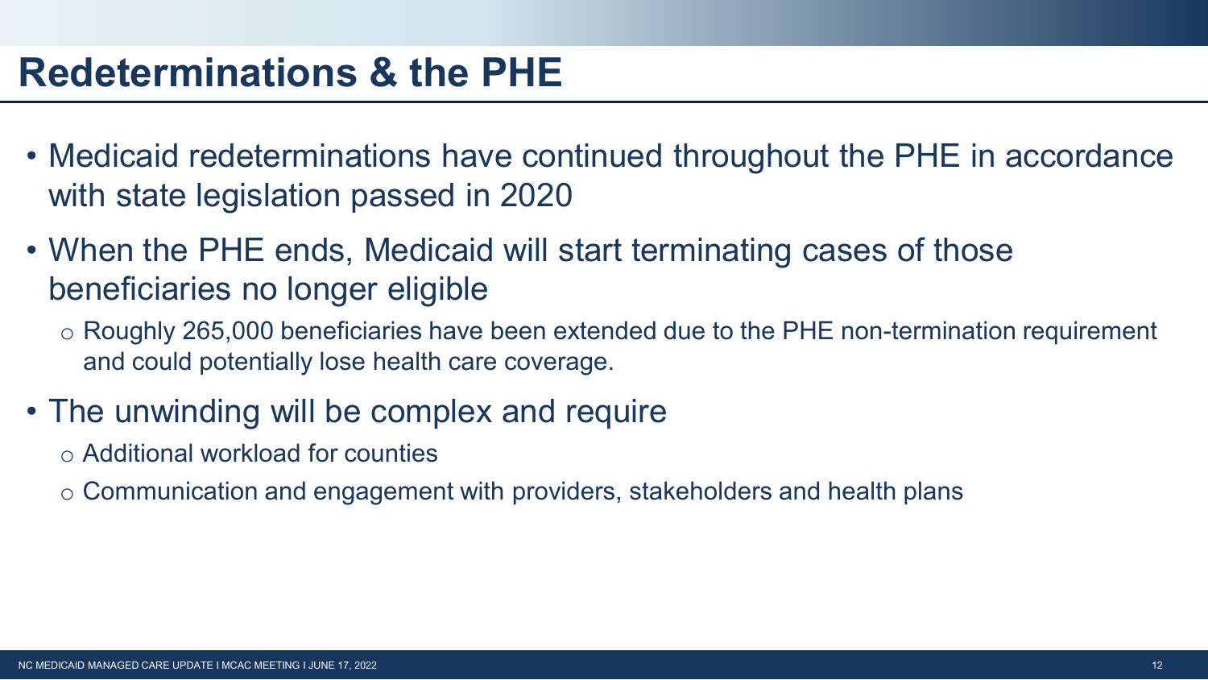# Redeterminations & the PHE

- Medicaid redeterminations have continued throughout the PHE in accordance with state legislation passed in 2020
- When the PHE ends, Medicaid will start terminating cases of those beneficiaries no longer eligible
  - Roughly 265,000 beneficiaries have been extended due to the PHE non-termination requirement and could potentially lose health care coverage.
- The unwinding will be complex and require
  - Additional workload for counties
  - Communication and engagement with providers, stakeholders and health plans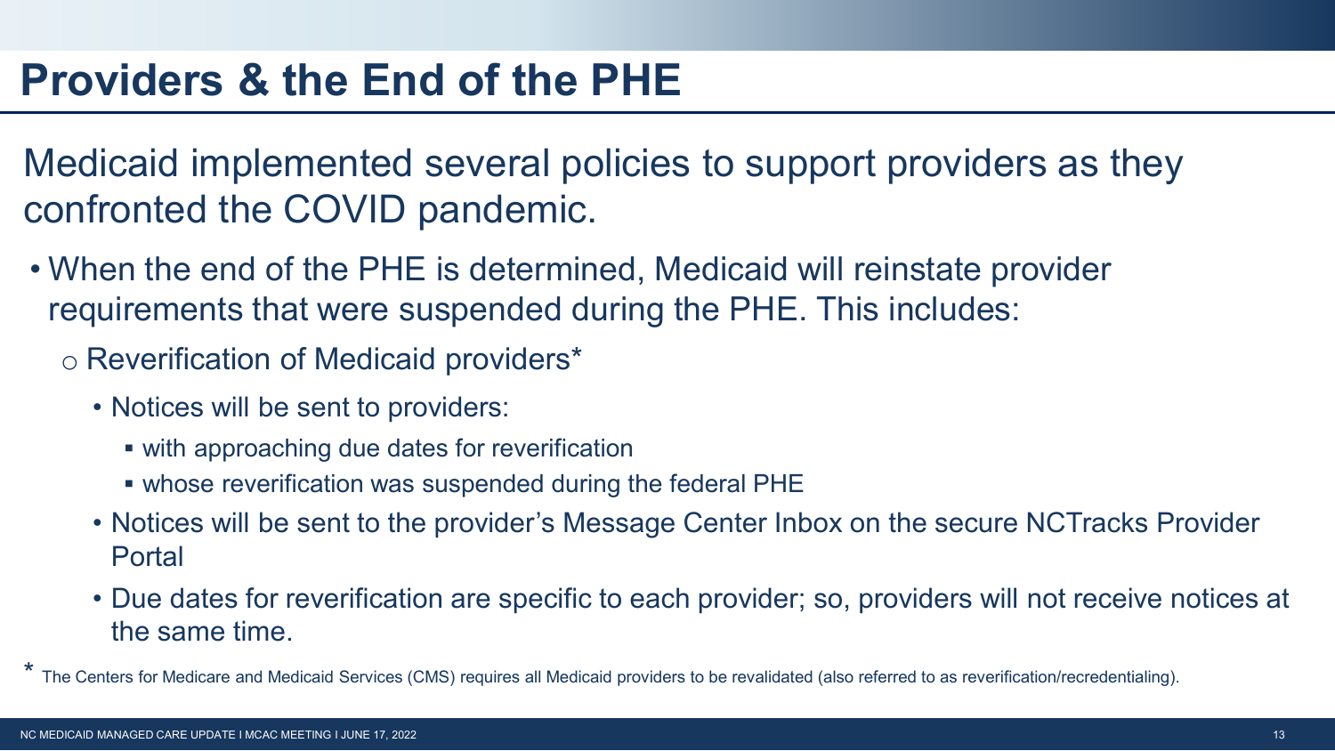# Providers & the End of the PHE

Medicaid implemented several policies to support providers as they confronted the COVID pandemic.

- When the end of the PHE is determined, Medicaid will reinstate provider requirements that were suspended during the PHE. This includes:
  - Reverification of Medicaid providers*
    - Notices will be sent to providers:
      - with approaching due dates for reverification
      - whose reverification was suspended during the federal PHE
    - Notices will be sent to the provider's Message Center Inbox on the secure NCTracks Provider Portal
    - Due dates for reverification are specific to each provider; so, providers will not receive notices at the same time.

* The Centers for Medicare and Medicaid Services (CMS) requires all Medicaid providers to be revalidated (also referred to as reverification/recredentialing).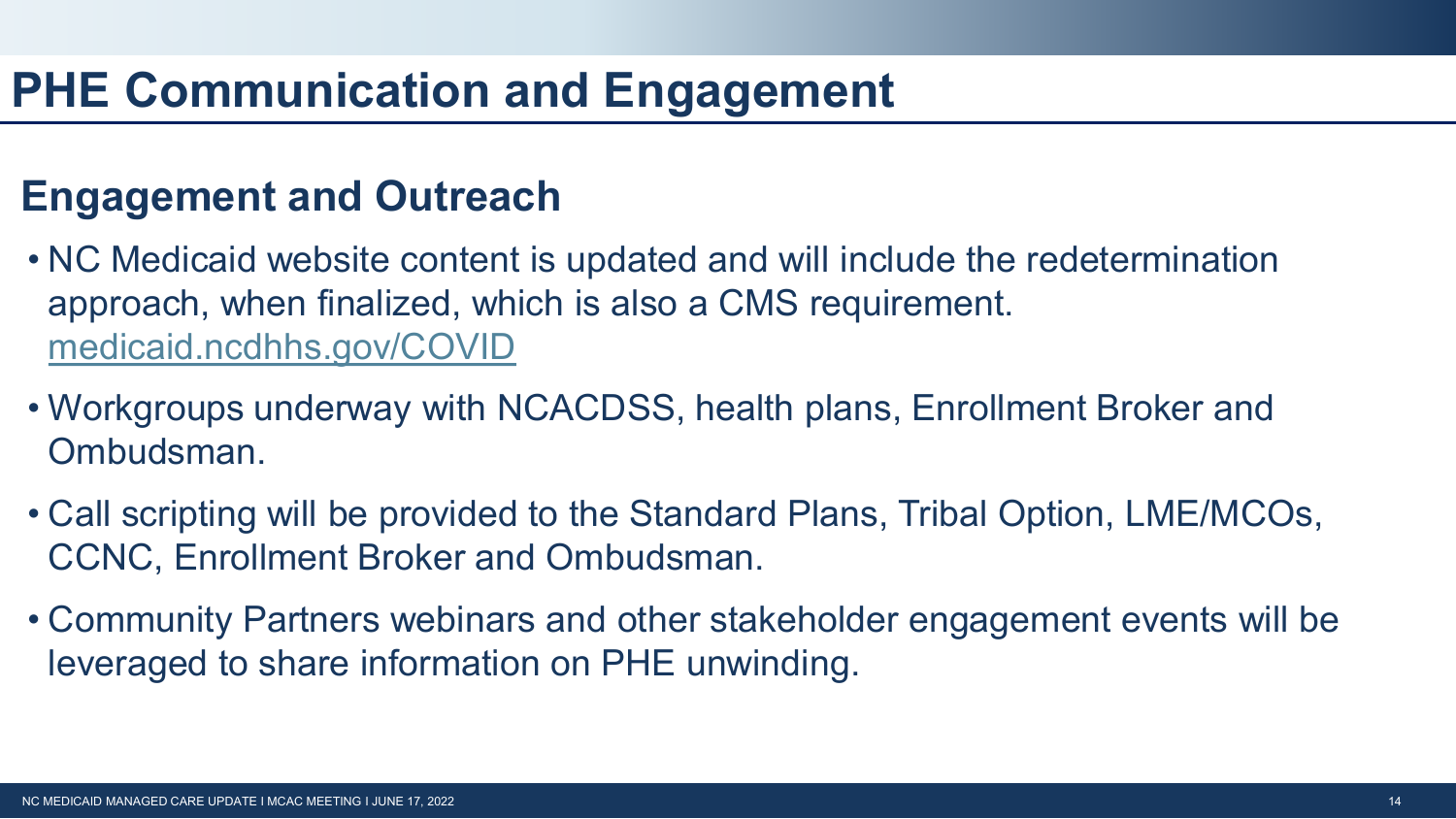# PHE Communication and Engagement

## Engagement and Outreach

- NC Medicaid website content is updated and will include the redetermination approach, when finalized, which is also a CMS requirement. [medicaid.ncdhhs.gov/COVID](https://medicaid.ncdhhs.gov/COVID)
- Workgroups underway with NCACDSS, health plans, Enrollment Broker and Ombudsman.
- Call scripting will be provided to the Standard Plans, Tribal Option, LME/MCOs, CCNC, Enrollment Broker and Ombudsman.
- Community Partners webinars and other stakeholder engagement events will be leveraged to share information on PHE unwinding.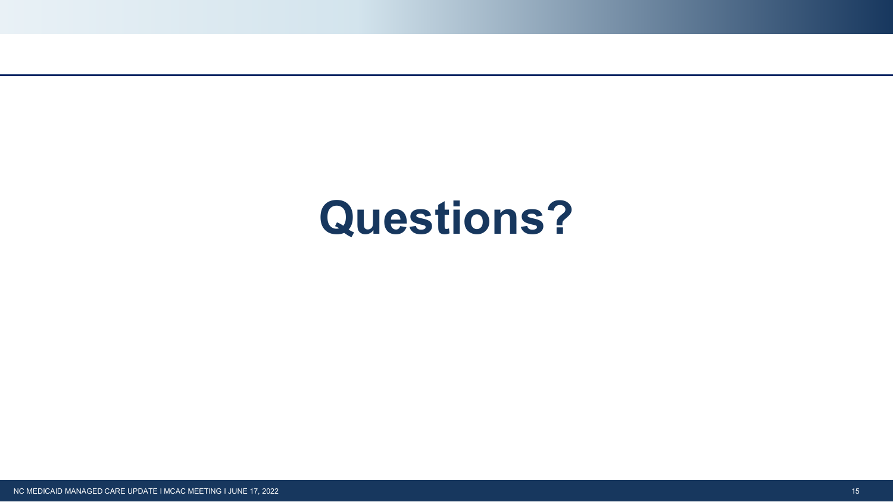# Questions?